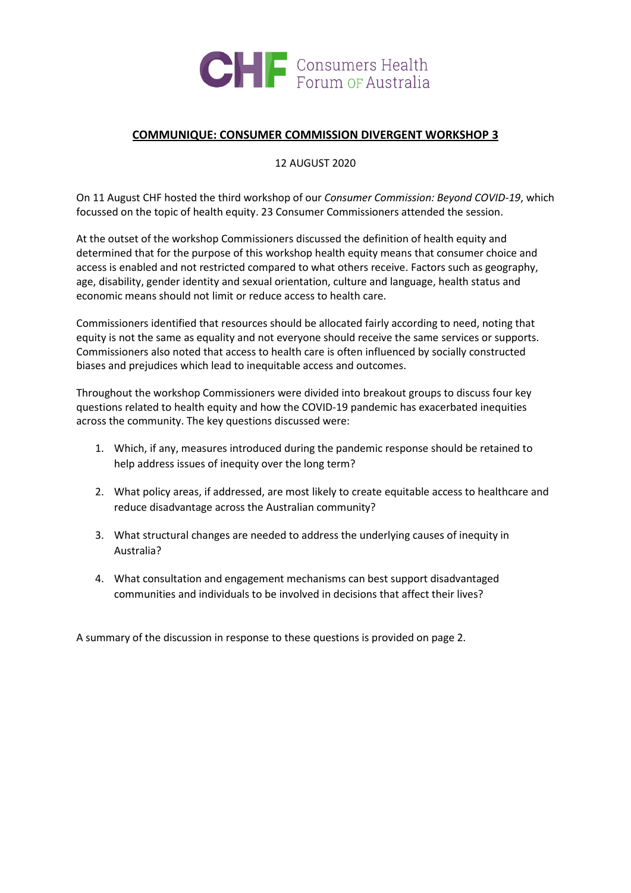CHF Consumers Health Forum OF Australia

# COMMUNIQUE: CONSUMER COMMISSION DIVERGENT WORKSHOP 3

12 AUGUST 2020

On 11 August CHF hosted the third workshop of our *Consumer Commission: Beyond COVID-19*, which focussed on the topic of health equity. 23 Consumer Commissioners attended the session.

At the outset of the workshop Commissioners discussed the definition of health equity and determined that for the purpose of this workshop health equity means that consumer choice and access is enabled and not restricted compared to what others receive. Factors such as geography, age, disability, gender identity and sexual orientation, culture and language, health status and economic means should not limit or reduce access to health care.

Commissioners identified that resources should be allocated fairly according to need, noting that equity is not the same as equality and not everyone should receive the same services or supports. Commissioners also noted that access to health care is often influenced by socially constructed biases and prejudices which lead to inequitable access and outcomes.

Throughout the workshop Commissioners were divided into breakout groups to discuss four key questions related to health equity and how the COVID-19 pandemic has exacerbated inequities across the community. The key questions discussed were:

1. Which, if any, measures introduced during the pandemic response should be retained to help address issues of inequity over the long term?
2. What policy areas, if addressed, are most likely to create equitable access to healthcare and reduce disadvantage across the Australian community?
3. What structural changes are needed to address the underlying causes of inequity in Australia?
4. What consultation and engagement mechanisms can best support disadvantaged communities and individuals to be involved in decisions that affect their lives?

A summary of the discussion in response to these questions is provided on page 2.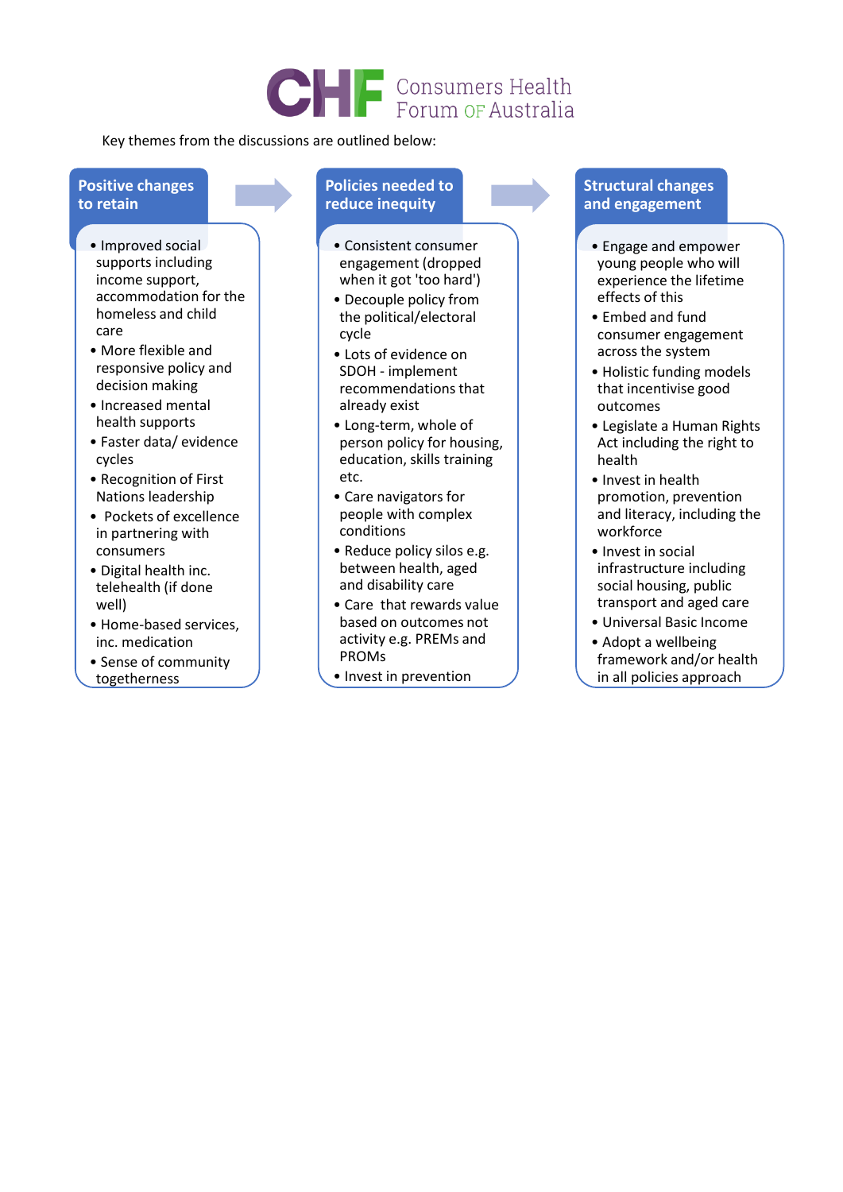Consumers Health Forum OF Australia

Key themes from the discussions are outlined below:

## Positive changes to retain

- Improved social supports including income support, accommodation for the homeless and child care
- More flexible and responsive policy and decision making
- Increased mental health supports
- Faster data/ evidence cycles
- Recognition of First Nations leadership
- Pockets of excellence in partnering with consumers
- Digital health inc. telehealth (if done well)
- Home-based services, inc. medication
- Sense of community togetherness

## Policies needed to reduce inequity

- Consistent consumer engagement (dropped when it got 'too hard')
- Decouple policy from the political/electoral cycle
- Lots of evidence on SDOH - implement recommendations that already exist
- Long-term, whole of person policy for housing, education, skills training etc.
- Care navigators for people with complex conditions
- Reduce policy silos e.g. between health, aged and disability care
- Care that rewards value based on outcomes not activity e.g. PREMs and PROMs
- Invest in prevention

## Structural changes and engagement

- Engage and empower young people who will experience the lifetime effects of this
- Embed and fund consumer engagement across the system
- Holistic funding models that incentivise good outcomes
- Legislate a Human Rights Act including the right to health
- Invest in health promotion, prevention and literacy, including the workforce
- Invest in social infrastructure including social housing, public transport and aged care
- Universal Basic Income
- Adopt a wellbeing framework and/or health in all policies approach